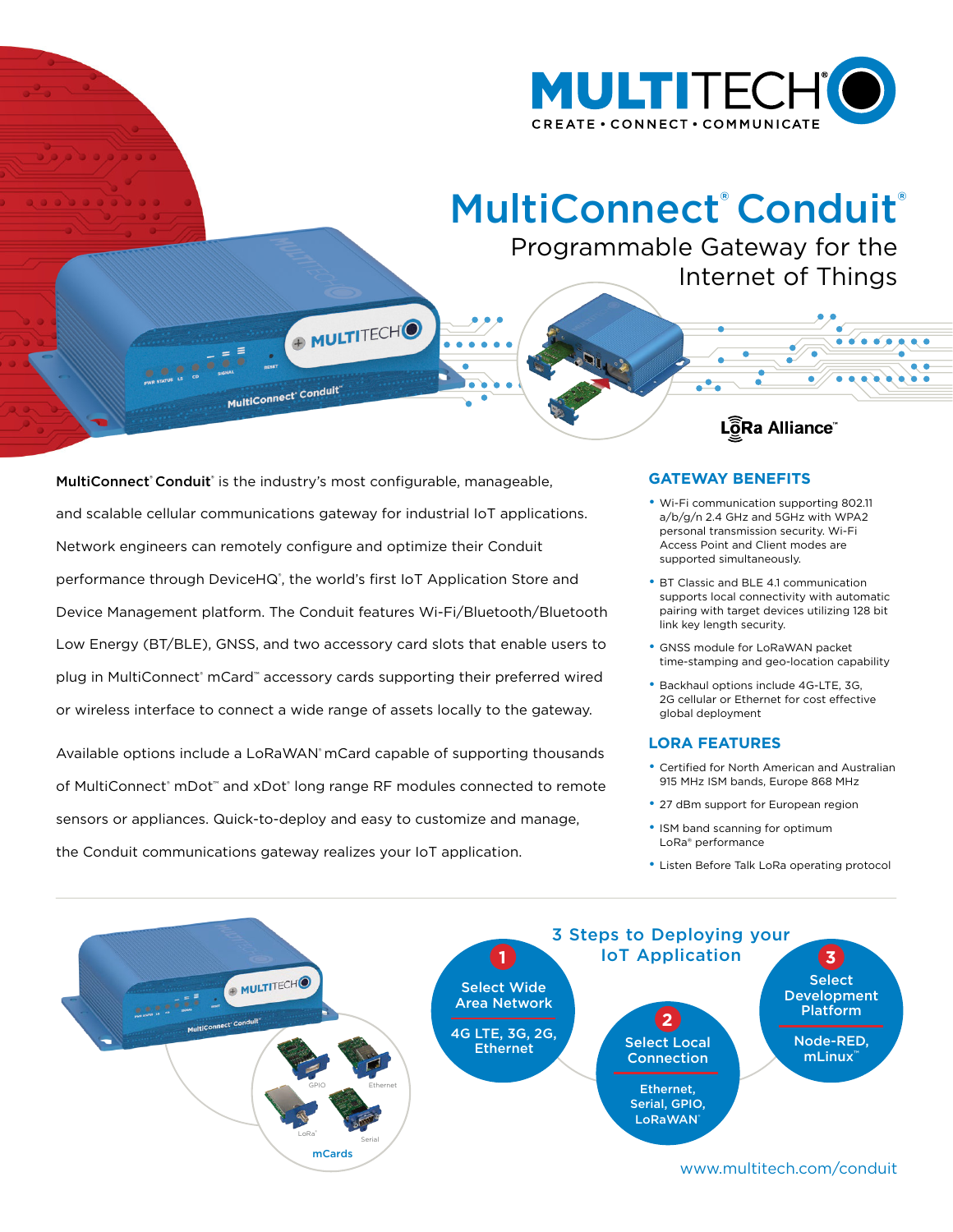MULTITECH
CREATE • CONNECT • COMMUNICATE

# MultiConnect® Conduit®

## Programmable Gateway for the Internet of Things

LoRa Alliance™

**MultiConnect® Conduit®** is the industry's most configurable, manageable, and scalable cellular communications gateway for industrial IoT applications. Network engineers can remotely configure and optimize their Conduit performance through DeviceHQ®, the world's first IoT Application Store and Device Management platform. The Conduit features Wi-Fi/Bluetooth/Bluetooth Low Energy (BT/BLE), GNSS, and two accessory card slots that enable users to plug in MultiConnect® mCard™ accessory cards supporting their preferred wired or wireless interface to connect a wide range of assets locally to the gateway.

Available options include a LoRaWAN® mCard capable of supporting thousands of MultiConnect® mDot™ and xDot® long range RF modules connected to remote sensors or appliances. Quick-to-deploy and easy to customize and manage, the Conduit communications gateway realizes your IoT application.

### GATEWAY BENEFITS

- Wi-Fi communication supporting 802.11 a/b/g/n 2.4 GHz and 5GHz with WPA2 personal transmission security. Wi-Fi Access Point and Client modes are supported simultaneously.
- BT Classic and BLE 4.1 communication supports local connectivity with automatic pairing with target devices utilizing 128 bit link key length security.
- GNSS module for LoRaWAN packet time-stamping and geo-location capability
- Backhaul options include 4G-LTE, 3G, 2G cellular or Ethernet for cost effective global deployment

### LORA FEATURES

- Certified for North American and Australian 915 MHz ISM bands, Europe 868 MHz
- 27 dBm support for European region
- ISM band scanning for optimum LoRa® performance
- Listen Before Talk LoRa operating protocol

mCards: GPIO, Ethernet, LoRa®, Serial

### 3 Steps to Deploying your IoT Application

1. **Select Wide Area Network** — 4G LTE, 3G, 2G, Ethernet
2. **Select Local Connection** — Ethernet, Serial, GPIO, LoRaWAN®
3. **Select Development Platform** — Node-RED, mLinux™

www.multitech.com/conduit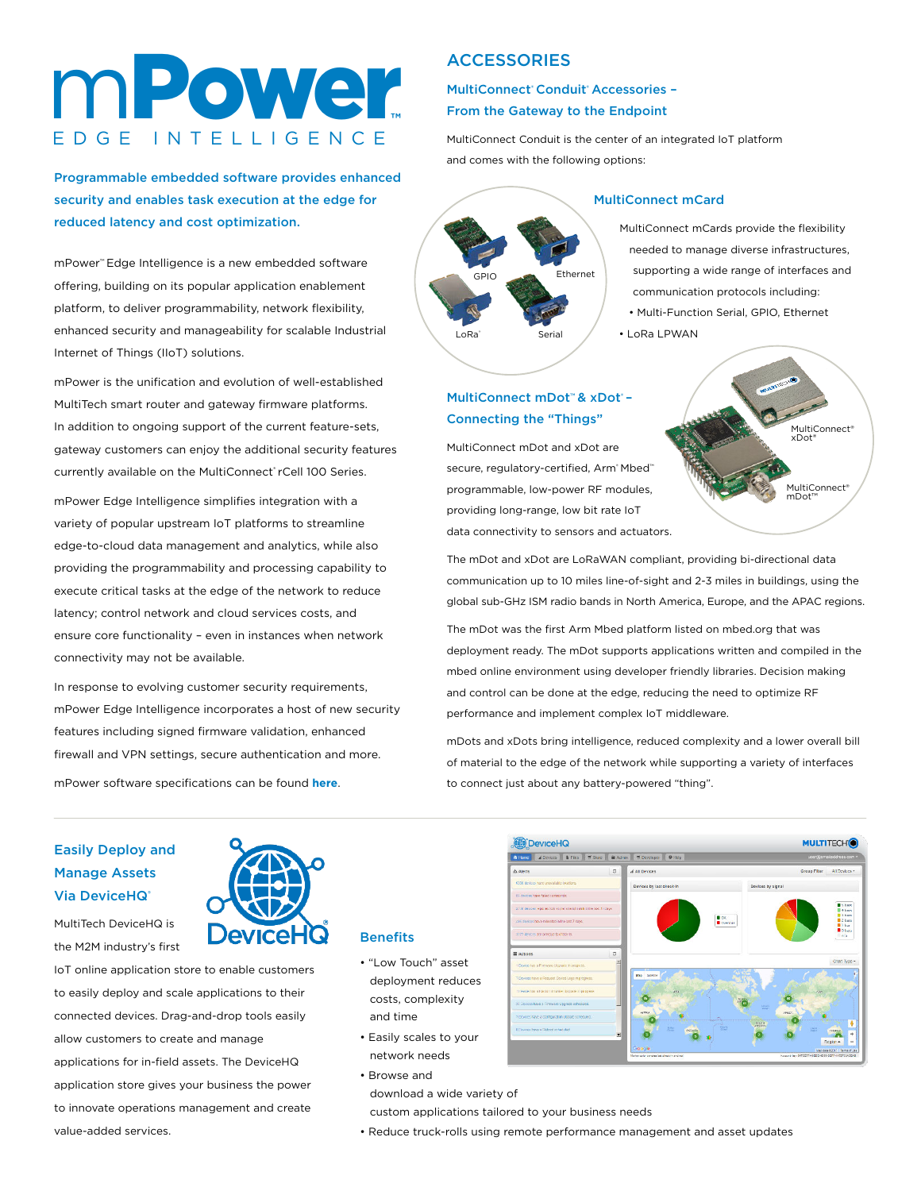# mPower™

EDGE INTELLIGENCE

**Programmable embedded software provides enhanced security and enables task execution at the edge for reduced latency and cost optimization.**

mPower™ Edge Intelligence is a new embedded software offering, building on its popular application enablement platform, to deliver programmability, network flexibility, enhanced security and manageability for scalable Industrial Internet of Things (IIoT) solutions.

mPower is the unification and evolution of well-established MultiTech smart router and gateway firmware platforms. In addition to ongoing support of the current feature-sets, gateway customers can enjoy the additional security features currently available on the MultiConnect® rCell 100 Series.

mPower Edge Intelligence simplifies integration with a variety of popular upstream IoT platforms to streamline edge-to-cloud data management and analytics, while also providing the programmability and processing capability to execute critical tasks at the edge of the network to reduce latency; control network and cloud services costs, and ensure core functionality – even in instances when network connectivity may not be available.

In response to evolving customer security requirements, mPower Edge Intelligence incorporates a host of new security features including signed firmware validation, enhanced firewall and VPN settings, secure authentication and more.

mPower software specifications can be found **here**.

## ACCESSORIES

### MultiConnect® Conduit® Accessories – From the Gateway to the Endpoint

MultiConnect Conduit is the center of an integrated IoT platform and comes with the following options:

GPIO  Ethernet  LoRa®  Serial

### MultiConnect mCard

MultiConnect mCards provide the flexibility needed to manage diverse infrastructures, supporting a wide range of interfaces and communication protocols including:

- Multi-Function Serial, GPIO, Ethernet
- LoRa LPWAN

### MultiConnect mDot™ & xDot® – Connecting the "Things"

MultiConnect® xDot®  MultiConnect® mDot™

MultiConnect mDot and xDot are secure, regulatory-certified, Arm® Mbed™ programmable, low-power RF modules, providing long-range, low bit rate IoT data connectivity to sensors and actuators.

The mDot and xDot are LoRaWAN compliant, providing bi-directional data communication up to 10 miles line-of-sight and 2-3 miles in buildings, using the global sub-GHz ISM radio bands in North America, Europe, and the APAC regions.

The mDot was the first Arm Mbed platform listed on mbed.org that was deployment ready. The mDot supports applications written and compiled in the mbed online environment using developer friendly libraries. Decision making and control can be done at the edge, reducing the need to optimize RF performance and implement complex IoT middleware.

mDots and xDots bring intelligence, reduced complexity and a lower overall bill of material to the edge of the network while supporting a variety of interfaces to connect just about any battery-powered "thing".

### Easily Deploy and Manage Assets Via DeviceHQ®

MultiTech DeviceHQ is the M2M industry's first IoT online application store to enable customers to easily deploy and scale applications to their connected devices. Drag-and-drop tools easily allow customers to create and manage applications for in-field assets. The DeviceHQ application store gives your business the power to innovate operations management and create value-added services.

### Benefits

- "Low Touch" asset deployment reduces costs, complexity and time
- Easily scales to your network needs
- Browse and download a wide variety of custom applications tailored to your business needs
- Reduce truck-rolls using remote performance management and asset updates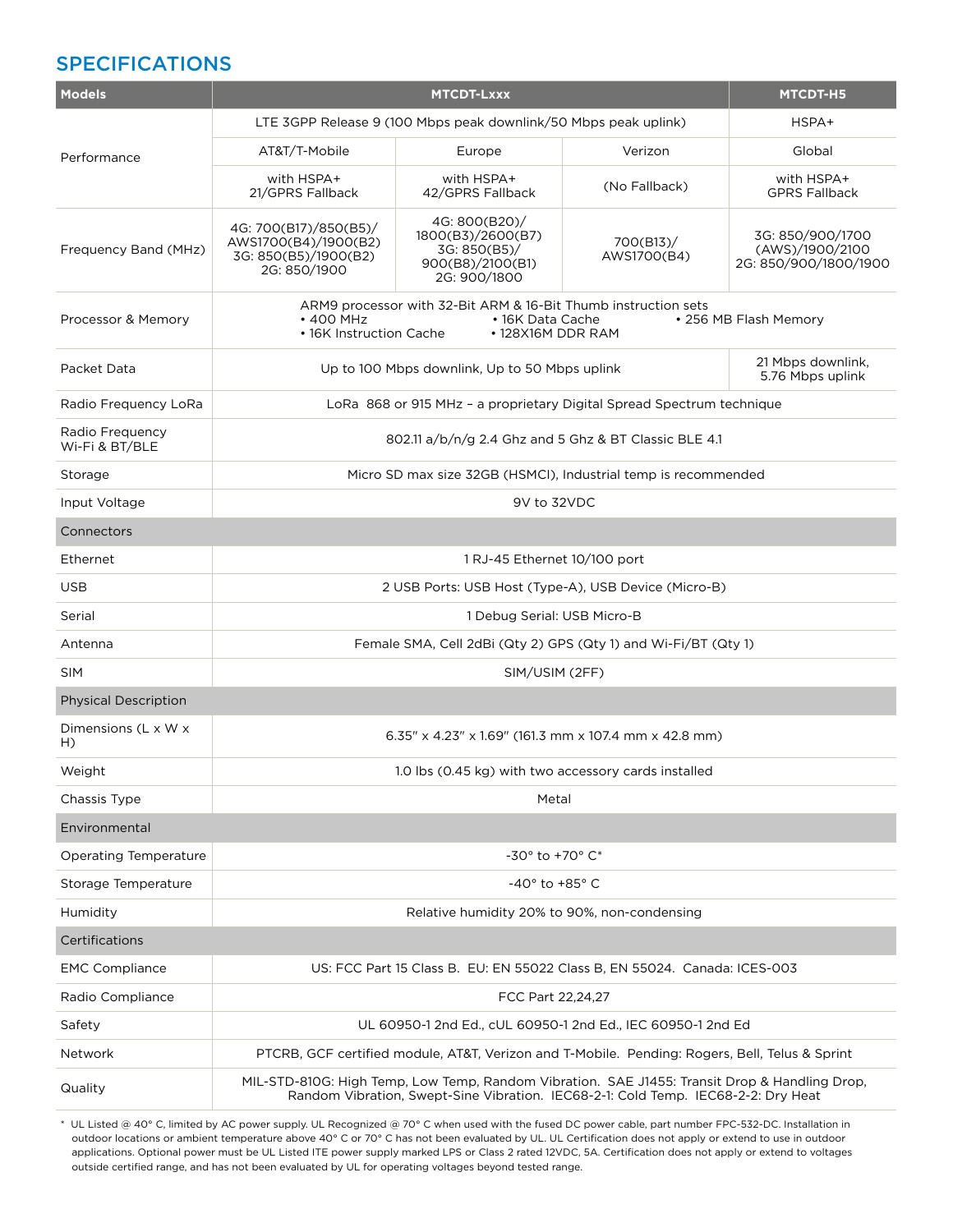## SPECIFICATIONS

| Models | MTCDT-Lxxx | | | MTCDT-H5 |
|---|---|---|---|---|
| Performance | LTE 3GPP Release 9 (100 Mbps peak downlink/50 Mbps peak uplink) | | | HSPA+ |
| | AT&T/T-Mobile | Europe | Verizon | Global |
| | with HSPA+ 21/GPRS Fallback | with HSPA+ 42/GPRS Fallback | (No Fallback) | with HSPA+ GPRS Fallback |
| Frequency Band (MHz) | 4G: 700(B17)/850(B5)/ AWS1700(B4)/1900(B2) 3G: 850(B5)/1900(B2) 2G: 850/1900 | 4G: 800(B20)/ 1800(B3)/2600(B7) 3G: 850(B5)/ 900(B8)/2100(B1) 2G: 900/1800 | 700(B13)/ AWS1700(B4) | 3G: 850/900/1700 (AWS)/1900/2100 2G: 850/900/1800/1900 |
| Processor & Memory | ARM9 processor with 32-Bit ARM & 16-Bit Thumb instruction sets • 400 MHz • 16K Data Cache • 256 MB Flash Memory • 16K Instruction Cache • 128X16M DDR RAM | | | |
| Packet Data | Up to 100 Mbps downlink, Up to 50 Mbps uplink | | | 21 Mbps downlink, 5.76 Mbps uplink |
| Radio Frequency LoRa | LoRa 868 or 915 MHz – a proprietary Digital Spread Spectrum technique | | | |
| Radio Frequency Wi-Fi & BT/BLE | 802.11 a/b/n/g 2.4 Ghz and 5 Ghz & BT Classic BLE 4.1 | | | |
| Storage | Micro SD max size 32GB (HSMCI), Industrial temp is recommended | | | |
| Input Voltage | 9V to 32VDC | | | |
| **Connectors** | | | | |
| Ethernet | 1 RJ-45 Ethernet 10/100 port | | | |
| USB | 2 USB Ports: USB Host (Type-A), USB Device (Micro-B) | | | |
| Serial | 1 Debug Serial: USB Micro-B | | | |
| Antenna | Female SMA, Cell 2dBi (Qty 2) GPS (Qty 1) and Wi-Fi/BT (Qty 1) | | | |
| SIM | SIM/USIM (2FF) | | | |
| **Physical Description** | | | | |
| Dimensions (L x W x H) | 6.35" x 4.23" x 1.69" (161.3 mm x 107.4 mm x 42.8 mm) | | | |
| Weight | 1.0 lbs (0.45 kg) with two accessory cards installed | | | |
| Chassis Type | Metal | | | |
| **Environmental** | | | | |
| Operating Temperature | -30° to +70° C* | | | |
| Storage Temperature | -40° to +85° C | | | |
| Humidity | Relative humidity 20% to 90%, non-condensing | | | |
| **Certifications** | | | | |
| EMC Compliance | US: FCC Part 15 Class B. EU: EN 55022 Class B, EN 55024. Canada: ICES-003 | | | |
| Radio Compliance | FCC Part 22,24,27 | | | |
| Safety | UL 60950-1 2nd Ed., cUL 60950-1 2nd Ed., IEC 60950-1 2nd Ed | | | |
| Network | PTCRB, GCF certified module, AT&T, Verizon and T-Mobile. Pending: Rogers, Bell, Telus & Sprint | | | |
| Quality | MIL-STD-810G: High Temp, Low Temp, Random Vibration. SAE J1455: Transit Drop & Handling Drop, Random Vibration, Swept-Sine Vibration. IEC68-2-1: Cold Temp. IEC68-2-2: Dry Heat | | | |

* UL Listed @ 40° C, limited by AC power supply. UL Recognized @ 70° C when used with the fused DC power cable, part number FPC-532-DC. Installation in outdoor locations or ambient temperature above 40° C or 70° C has not been evaluated by UL. UL Certification does not apply or extend to use in outdoor applications. Optional power must be UL Listed ITE power supply marked LPS or Class 2 rated 12VDC, 5A. Certification does not apply or extend to voltages outside certified range, and has not been evaluated by UL for operating voltages beyond tested range.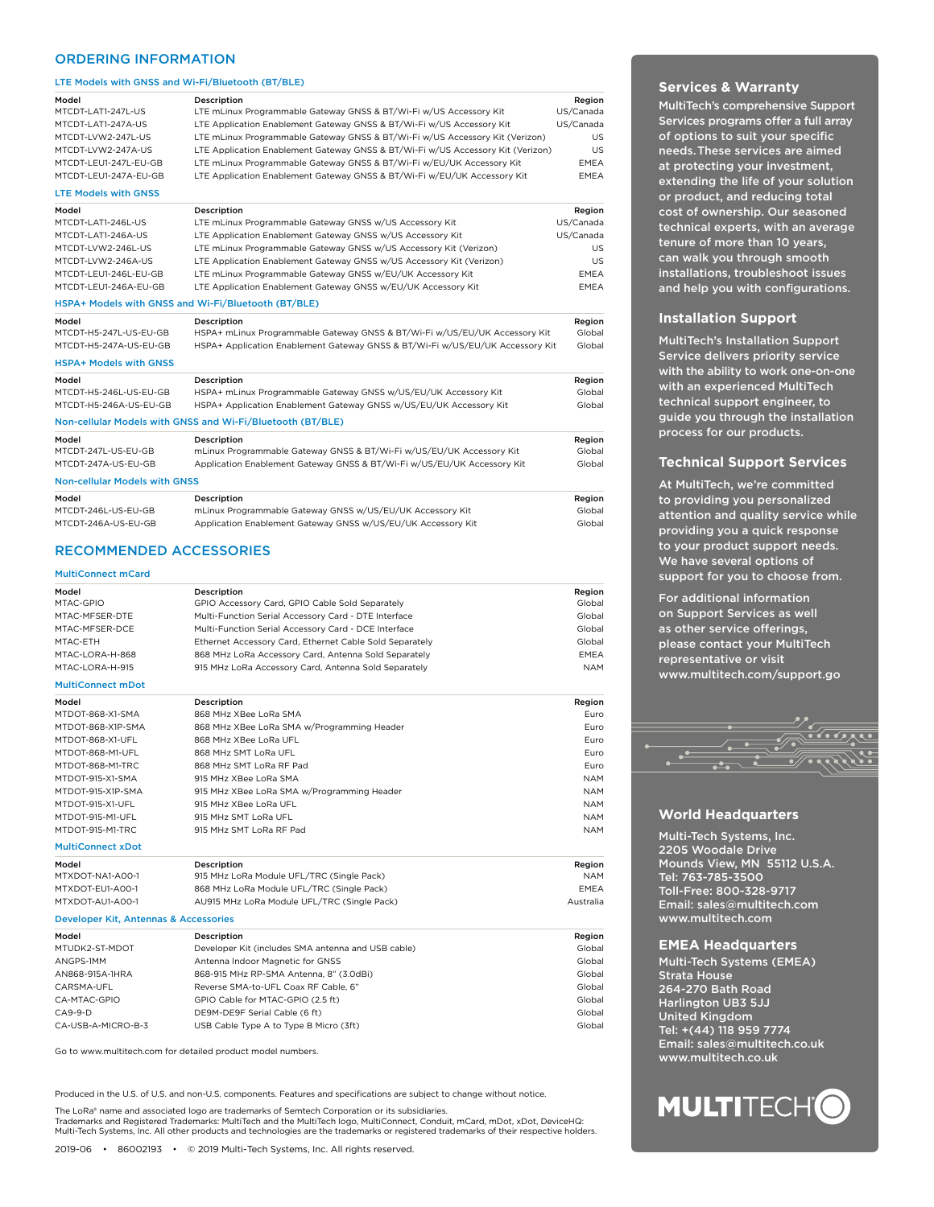## ORDERING INFORMATION

### LTE Models with GNSS and Wi-Fi/Bluetooth (BT/BLE)

| Model | Description | Region |
|---|---|---|
| MTCDT-LAT1-247L-US | LTE mLinux Programmable Gateway GNSS & BT/Wi-Fi w/US Accessory Kit | US/Canada |
| MTCDT-LAT1-247A-US | LTE Application Enablement Gateway GNSS & BT/Wi-Fi w/US Accessory Kit | US/Canada |
| MTCDT-LVW2-247L-US | LTE mLinux Programmable Gateway GNSS & BT/Wi-Fi w/US Accessory Kit (Verizon) | US |
| MTCDT-LVW2-247A-US | LTE Application Enablement Gateway GNSS & BT/Wi-Fi w/US Accessory Kit (Verizon) | US |
| MTCDT-LEU1-247L-EU-GB | LTE mLinux Programmable Gateway GNSS & BT/Wi-Fi w/EU/UK Accessory Kit | EMEA |
| MTCDT-LEU1-247A-EU-GB | LTE Application Enablement Gateway GNSS & BT/Wi-Fi w/EU/UK Accessory Kit | EMEA |

### LTE Models with GNSS

| Model | Description | Region |
|---|---|---|
| MTCDT-LAT1-246L-US | LTE mLinux Programmable Gateway GNSS w/US Accessory Kit | US/Canada |
| MTCDT-LAT1-246A-US | LTE Application Enablement Gateway GNSS w/US Accessory Kit | US/Canada |
| MTCDT-LVW2-246L-US | LTE mLinux Programmable Gateway GNSS w/US Accessory Kit (Verizon) | US |
| MTCDT-LVW2-246A-US | LTE Application Enablement Gateway GNSS w/US Accessory Kit (Verizon) | US |
| MTCDT-LEU1-246L-EU-GB | LTE mLinux Programmable Gateway GNSS w/EU/UK Accessory Kit | EMEA |
| MTCDT-LEU1-246A-EU-GB | LTE Application Enablement Gateway GNSS w/EU/UK Accessory Kit | EMEA |

### HSPA+ Models with GNSS and Wi-Fi/Bluetooth (BT/BLE)

| Model | Description | Region |
|---|---|---|
| MTCDT-H5-247L-US-EU-GB | HSPA+ mLinux Programmable Gateway GNSS & BT/Wi-Fi w/US/EU/UK Accessory Kit | Global |
| MTCDT-H5-247A-US-EU-GB | HSPA+ Application Enablement Gateway GNSS & BT/Wi-Fi w/US/EU/UK Accessory Kit | Global |

### HSPA+ Models with GNSS

| Model | Description | Region |
|---|---|---|
| MTCDT-H5-246L-US-EU-GB | HSPA+ mLinux Programmable Gateway GNSS w/US/EU/UK Accessory Kit | Global |
| MTCDT-H5-246A-US-EU-GB | HSPA+ Application Enablement Gateway GNSS w/US/EU/UK Accessory Kit | Global |

### Non-cellular Models with GNSS and Wi-Fi/Bluetooth (BT/BLE)

| Model | Description | Region |
|---|---|---|
| MTCDT-247L-US-EU-GB | mLinux Programmable Gateway GNSS & BT/Wi-Fi w/US/EU/UK Accessory Kit | Global |
| MTCDT-247A-US-EU-GB | Application Enablement Gateway GNSS & BT/Wi-Fi w/US/EU/UK Accessory Kit | Global |

### Non-cellular Models with GNSS

| Model | Description | Region |
|---|---|---|
| MTCDT-246L-US-EU-GB | mLinux Programmable Gateway GNSS w/US/EU/UK Accessory Kit | Global |
| MTCDT-246A-US-EU-GB | Application Enablement Gateway GNSS w/US/EU/UK Accessory Kit | Global |

## RECOMMENDED ACCESSORIES

### MultiConnect mCard

| Model | Description | Region |
|---|---|---|
| MTAC-GPIO | GPIO Accessory Card, GPIO Cable Sold Separately | Global |
| MTAC-MFSER-DTE | Multi-Function Serial Accessory Card - DTE Interface | Global |
| MTAC-MFSER-DCE | Multi-Function Serial Accessory Card - DCE Interface | Global |
| MTAC-ETH | Ethernet Accessory Card, Ethernet Cable Sold Separately | Global |
| MTAC-LORA-H-868 | 868 MHz LoRa Accessory Card, Antenna Sold Separately | EMEA |
| MTAC-LORA-H-915 | 915 MHz LoRa Accessory Card, Antenna Sold Separately | NAM |

### MultiConnect mDot

| Model | Description | Region |
|---|---|---|
| MTDOT-868-X1-SMA | 868 MHz XBee LoRa SMA | Euro |
| MTDOT-868-X1P-SMA | 868 MHz XBee LoRa SMA w/Programming Header | Euro |
| MTDOT-868-X1-UFL | 868 MHz XBee LoRa UFL | Euro |
| MTDOT-868-M1-UFL | 868 MHz SMT LoRa UFL | Euro |
| MTDOT-868-M1-TRC | 868 MHz SMT LoRa RF Pad | Euro |
| MTDOT-915-X1-SMA | 915 MHz XBee LoRa SMA | NAM |
| MTDOT-915-X1P-SMA | 915 MHz XBee LoRa SMA w/Programming Header | NAM |
| MTDOT-915-X1-UFL | 915 MHz XBee LoRa UFL | NAM |
| MTDOT-915-M1-UFL | 915 MHz SMT LoRa UFL | NAM |
| MTDOT-915-M1-TRC | 915 MHz SMT LoRa RF Pad | NAM |

### MultiConnect xDot

| Model | Description | Region |
|---|---|---|
| MTXDOT-NA1-A00-1 | 915 MHz LoRa Module UFL/TRC (Single Pack) | NAM |
| MTXDOT-EU1-A00-1 | 868 MHz LoRa Module UFL/TRC (Single Pack) | EMEA |
| MTXDOT-AU1-A00-1 | AU915 MHz LoRa Module UFL/TRC (Single Pack) | Australia |

### Developer Kit, Antennas & Accessories

| Model | Description | Region |
|---|---|---|
| MTUDK2-ST-MDOT | Developer Kit (includes SMA antenna and USB cable) | Global |
| ANGPS-1MM | Antenna Indoor Magnetic for GNSS | Global |
| AN868-915A-1HRA | 868-915 MHz RP-SMA Antenna, 8" (3.0dBi) | Global |
| CARSMA-UFL | Reverse SMA-to-UFL Coax RF Cable, 6" | Global |
| CA-MTAC-GPIO | GPIO Cable for MTAC-GPIO (2.5 ft) | Global |
| CA9-9-D | DE9M-DE9F Serial Cable (6 ft) | Global |
| CA-USB-A-MICRO-B-3 | USB Cable Type A to Type B Micro (3ft) | Global |

Go to www.multitech.com for detailed product model numbers.

Produced in the U.S. of U.S. and non-U.S. components. Features and specifications are subject to change without notice.

The LoRa® name and associated logo are trademarks of Semtech Corporation or its subsidiaries.
Trademarks and Registered Trademarks: MultiTech and the MultiTech logo, MultiConnect, Conduit, mCard, mDot, xDot, DeviceHQ: Multi-Tech Systems, Inc. All other products and technologies are the trademarks or registered trademarks of their respective holders.

2019-06 • 86002193 • © 2019 Multi-Tech Systems, Inc. All rights reserved.

## Services & Warranty

MultiTech's comprehensive Support Services programs offer a full array of options to suit your specific needs. These services are aimed at protecting your investment, extending the life of your solution or product, and reducing total cost of ownership. Our seasoned technical experts, with an average tenure of more than 10 years, can walk you through smooth installations, troubleshoot issues and help you with configurations.

## Installation Support

MultiTech's Installation Support Service delivers priority service with the ability to work one-on-one with an experienced MultiTech technical support engineer, to guide you through the installation process for our products.

## Technical Support Services

At MultiTech, we're committed to providing you personalized attention and quality service while providing you a quick response to your product support needs. We have several options of support for you to choose from.

For additional information on Support Services as well as other service offerings, please contact your MultiTech representative or visit www.multitech.com/support.go

## World Headquarters

Multi-Tech Systems, Inc.
2205 Woodale Drive
Mounds View, MN 55112 U.S.A.
Tel: 763-785-3500
Toll-Free: 800-328-9717
Email: sales@multitech.com
www.multitech.com

## EMEA Headquarters

Multi-Tech Systems (EMEA)
Strata House
264-270 Bath Road
Harlington UB3 5JJ
United Kingdom
Tel: +(44) 118 959 7774
Email: sales@multitech.co.uk
www.multitech.co.uk

MULTITECH